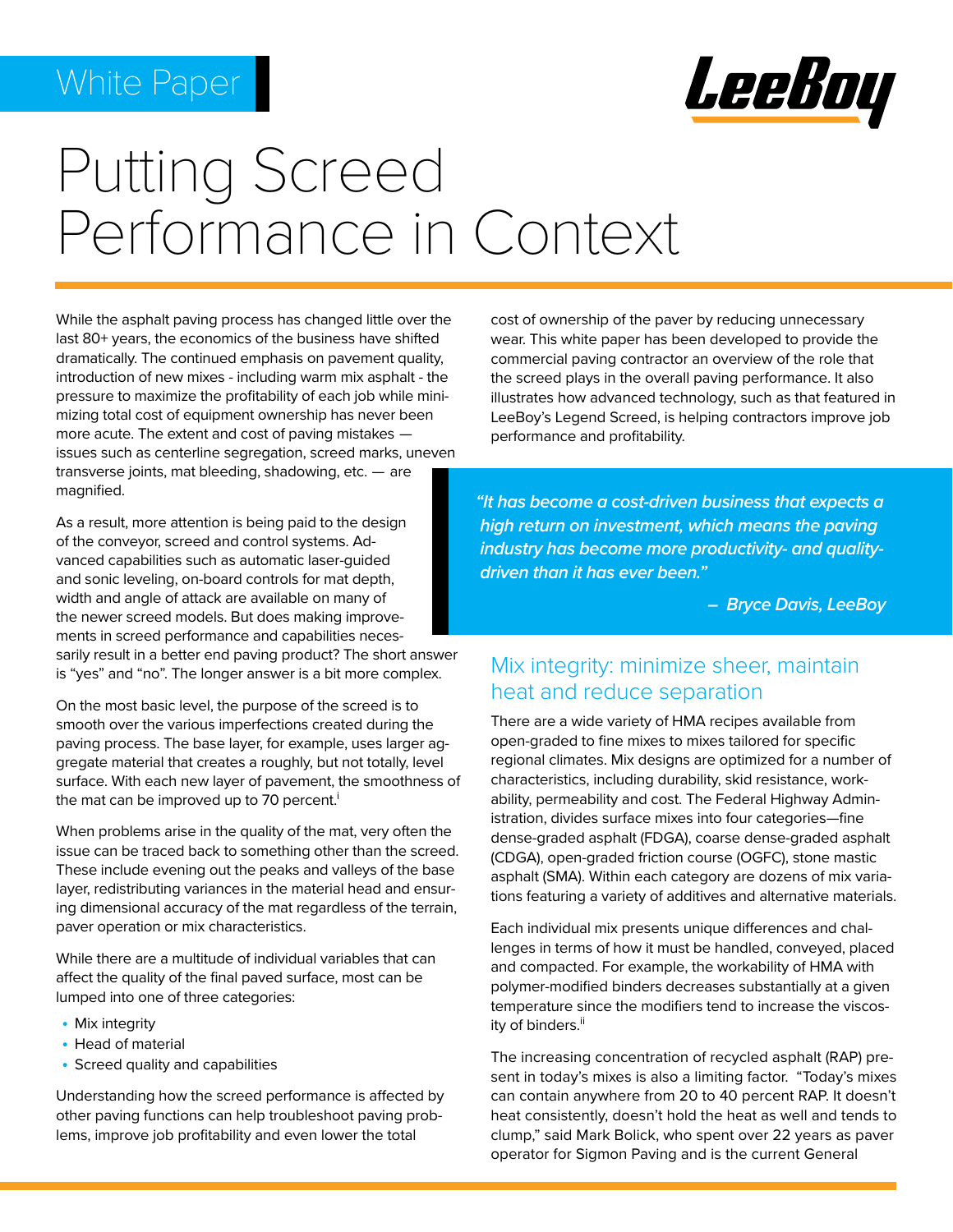White Paper

# Putting Screed Performance in Context

While the asphalt paving process has changed little over the last 80+ years, the economics of the business have shifted dramatically. The continued emphasis on pavement quality, introduction of new mixes - including warm mix asphalt - the pressure to maximize the profitability of each job while minimizing total cost of equipment ownership has never been more acute. The extent and cost of paving mistakes — issues such as centerline segregation, screed marks, uneven transverse joints, mat bleeding, shadowing, etc. — are magnified.

As a result, more attention is being paid to the design of the conveyor, screed and control systems. Advanced capabilities such as automatic laser-guided and sonic leveling, on-board controls for mat depth, width and angle of attack are available on many of the newer screed models. But does making improvements in screed performance and capabilities necessarily result in a better end paving product? The short answer is "yes" and "no". The longer answer is a bit more complex.

On the most basic level, the purpose of the screed is to smooth over the various imperfections created during the paving process. The base layer, for example, uses larger aggregate material that creates a roughly, but not totally, level surface. With each new layer of pavement, the smoothness of the mat can be improved up to 70 percent.[i]

When problems arise in the quality of the mat, very often the issue can be traced back to something other than the screed. These include evening out the peaks and valleys of the base layer, redistributing variances in the material head and ensuring dimensional accuracy of the mat regardless of the terrain, paver operation or mix characteristics.

While there are a multitude of individual variables that can affect the quality of the final paved surface, most can be lumped into one of three categories:

- Mix integrity
- Head of material
- Screed quality and capabilities

Understanding how the screed performance is affected by other paving functions can help troubleshoot paving problems, improve job profitability and even lower the total cost of ownership of the paver by reducing unnecessary wear. This white paper has been developed to provide the commercial paving contractor an overview of the role that the screed plays in the overall paving performance. It also illustrates how advanced technology, such as that featured in LeeBoy's Legend Screed, is helping contractors improve job performance and profitability.

> ***"It has become a cost-driven business that expects a high return on investment, which means the paving industry has become more productivity- and quality-driven than it has ever been."***
>
> ***– Bryce Davis, LeeBoy***

## Mix integrity: minimize sheer, maintain heat and reduce separation

There are a wide variety of HMA recipes available from open-graded to fine mixes to mixes tailored for specific regional climates. Mix designs are optimized for a number of characteristics, including durability, skid resistance, workability, permeability and cost. The Federal Highway Administration, divides surface mixes into four categories—fine dense-graded asphalt (FDGA), coarse dense-graded asphalt (CDGA), open-graded friction course (OGFC), stone mastic asphalt (SMA). Within each category are dozens of mix variations featuring a variety of additives and alternative materials.

Each individual mix presents unique differences and challenges in terms of how it must be handled, conveyed, placed and compacted. For example, the workability of HMA with polymer-modified binders decreases substantially at a given temperature since the modifiers tend to increase the viscosity of binders.[ii]

The increasing concentration of recycled asphalt (RAP) present in today's mixes is also a limiting factor. "Today's mixes can contain anywhere from 20 to 40 percent RAP. It doesn't heat consistently, doesn't hold the heat as well and tends to clump," said Mark Bolick, who spent over 22 years as paver operator for Sigmon Paving and is the current General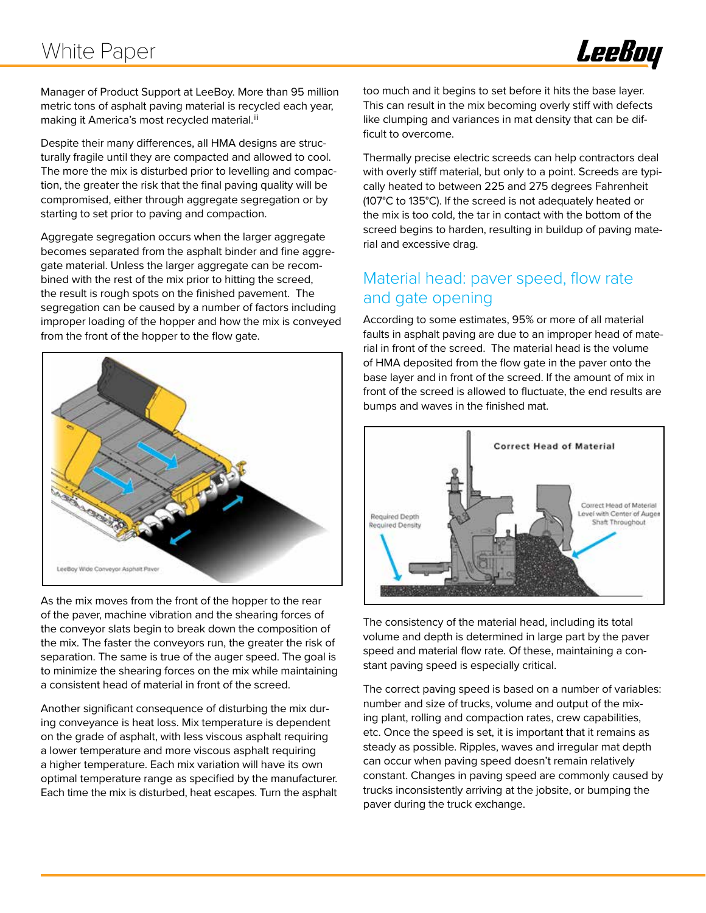Manager of Product Support at LeeBoy. More than 95 million metric tons of asphalt paving material is recycled each year, making it America's most recycled material.[iii]

Despite their many differences, all HMA designs are structurally fragile until they are compacted and allowed to cool. The more the mix is disturbed prior to levelling and compaction, the greater the risk that the final paving quality will be compromised, either through aggregate segregation or by starting to set prior to paving and compaction.

Aggregate segregation occurs when the larger aggregate becomes separated from the asphalt binder and fine aggregate material. Unless the larger aggregate can be recombined with the rest of the mix prior to hitting the screed, the result is rough spots on the finished pavement. The segregation can be caused by a number of factors including improper loading of the hopper and how the mix is conveyed from the front of the hopper to the flow gate.

LeeBoy Wide Conveyor Asphalt Paver

As the mix moves from the front of the hopper to the rear of the paver, machine vibration and the shearing forces of the conveyor slats begin to break down the composition of the mix. The faster the conveyors run, the greater the risk of separation. The same is true of the auger speed. The goal is to minimize the shearing forces on the mix while maintaining a consistent head of material in front of the screed.

Another significant consequence of disturbing the mix during conveyance is heat loss. Mix temperature is dependent on the grade of asphalt, with less viscous asphalt requiring a lower temperature and more viscous asphalt requiring a higher temperature. Each mix variation will have its own optimal temperature range as specified by the manufacturer. Each time the mix is disturbed, heat escapes. Turn the asphalt too much and it begins to set before it hits the base layer. This can result in the mix becoming overly stiff with defects like clumping and variances in mat density that can be difficult to overcome.

Thermally precise electric screeds can help contractors deal with overly stiff material, but only to a point. Screeds are typically heated to between 225 and 275 degrees Fahrenheit (107°C to 135°C). If the screed is not adequately heated or the mix is too cold, the tar in contact with the bottom of the screed begins to harden, resulting in buildup of paving material and excessive drag.

## Material head: paver speed, flow rate and gate opening

According to some estimates, 95% or more of all material faults in asphalt paving are due to an improper head of material in front of the screed. The material head is the volume of HMA deposited from the flow gate in the paver onto the base layer and in front of the screed. If the amount of mix in front of the screed is allowed to fluctuate, the end results are bumps and waves in the finished mat.

Correct Head of Material

The consistency of the material head, including its total volume and depth is determined in large part by the paver speed and material flow rate. Of these, maintaining a constant paving speed is especially critical.

The correct paving speed is based on a number of variables: number and size of trucks, volume and output of the mixing plant, rolling and compaction rates, crew capabilities, etc. Once the speed is set, it is important that it remains as steady as possible. Ripples, waves and irregular mat depth can occur when paving speed doesn't remain relatively constant. Changes in paving speed are commonly caused by trucks inconsistently arriving at the jobsite, or bumping the paver during the truck exchange.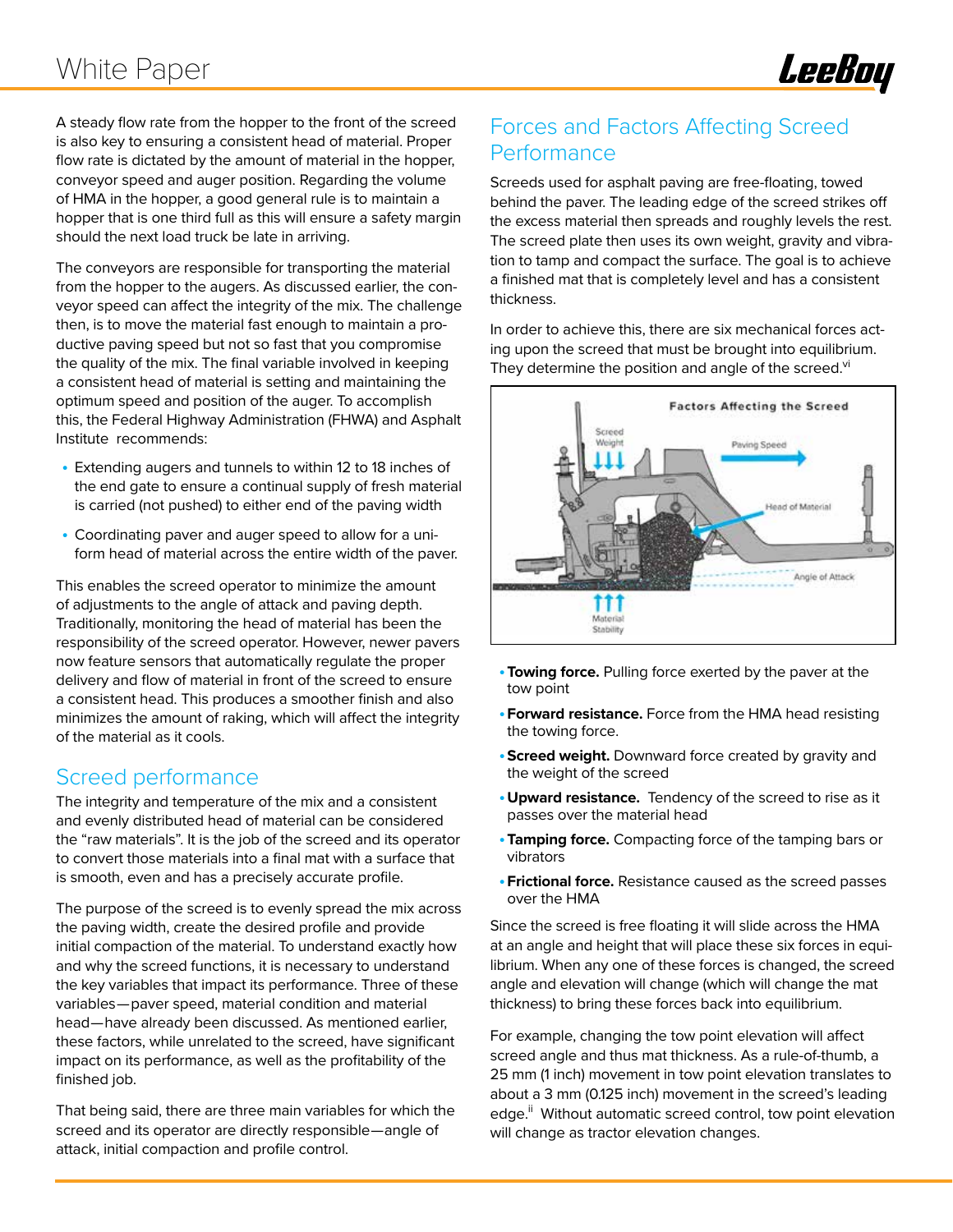A steady flow rate from the hopper to the front of the screed is also key to ensuring a consistent head of material. Proper flow rate is dictated by the amount of material in the hopper, conveyor speed and auger position. Regarding the volume of HMA in the hopper, a good general rule is to maintain a hopper that is one third full as this will ensure a safety margin should the next load truck be late in arriving.

The conveyors are responsible for transporting the material from the hopper to the augers. As discussed earlier, the conveyor speed can affect the integrity of the mix. The challenge then, is to move the material fast enough to maintain a productive paving speed but not so fast that you compromise the quality of the mix. The final variable involved in keeping a consistent head of material is setting and maintaining the optimum speed and position of the auger. To accomplish this, the Federal Highway Administration (FHWA) and Asphalt Institute recommends:

- Extending augers and tunnels to within 12 to 18 inches of the end gate to ensure a continual supply of fresh material is carried (not pushed) to either end of the paving width
- Coordinating paver and auger speed to allow for a uniform head of material across the entire width of the paver.

This enables the screed operator to minimize the amount of adjustments to the angle of attack and paving depth. Traditionally, monitoring the head of material has been the responsibility of the screed operator. However, newer pavers now feature sensors that automatically regulate the proper delivery and flow of material in front of the screed to ensure a consistent head. This produces a smoother finish and also minimizes the amount of raking, which will affect the integrity of the material as it cools.

## Screed performance

The integrity and temperature of the mix and a consistent and evenly distributed head of material can be considered the "raw materials". It is the job of the screed and its operator to convert those materials into a final mat with a surface that is smooth, even and has a precisely accurate profile.

The purpose of the screed is to evenly spread the mix across the paving width, create the desired profile and provide initial compaction of the material. To understand exactly how and why the screed functions, it is necessary to understand the key variables that impact its performance. Three of these variables—paver speed, material condition and material head—have already been discussed. As mentioned earlier, these factors, while unrelated to the screed, have significant impact on its performance, as well as the profitability of the finished job.

That being said, there are three main variables for which the screed and its operator are directly responsible—angle of attack, initial compaction and profile control.

## Forces and Factors Affecting Screed Performance

Screeds used for asphalt paving are free-floating, towed behind the paver. The leading edge of the screed strikes off the excess material then spreads and roughly levels the rest. The screed plate then uses its own weight, gravity and vibration to tamp and compact the surface. The goal is to achieve a finished mat that is completely level and has a consistent thickness.

In order to achieve this, there are six mechanical forces acting upon the screed that must be brought into equilibrium. They determine the position and angle of the screed.[vi]

Factors Affecting the Screed

- **Towing force.** Pulling force exerted by the paver at the tow point
- **Forward resistance.** Force from the HMA head resisting the towing force.
- **Screed weight.** Downward force created by gravity and the weight of the screed
- **Upward resistance.** Tendency of the screed to rise as it passes over the material head
- **Tamping force.** Compacting force of the tamping bars or vibrators
- **Frictional force.** Resistance caused as the screed passes over the HMA

Since the screed is free floating it will slide across the HMA at an angle and height that will place these six forces in equilibrium. When any one of these forces is changed, the screed angle and elevation will change (which will change the mat thickness) to bring these forces back into equilibrium.

For example, changing the tow point elevation will affect screed angle and thus mat thickness. As a rule-of-thumb, a 25 mm (1 inch) movement in tow point elevation translates to about a 3 mm (0.125 inch) movement in the screed's leading edge.[ii] Without automatic screed control, tow point elevation will change as tractor elevation changes.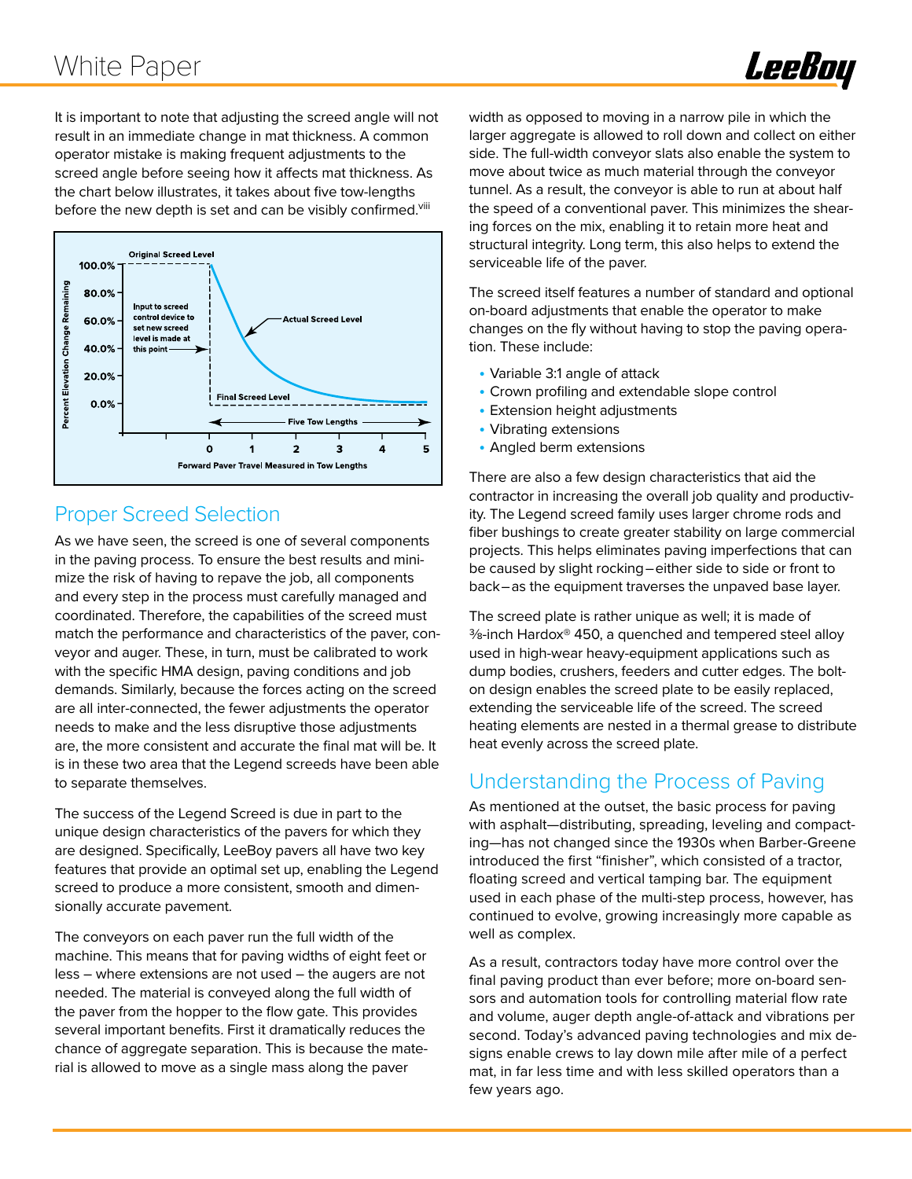It is important to note that adjusting the screed angle will not result in an immediate change in mat thickness. A common operator mistake is making frequent adjustments to the screed angle before seeing how it affects mat thickness. As the chart below illustrates, it takes about five tow-lengths before the new depth is set and can be visibly confirmed.[viii]

## Proper Screed Selection

As we have seen, the screed is one of several components in the paving process. To ensure the best results and minimize the risk of having to repave the job, all components and every step in the process must carefully managed and coordinated. Therefore, the capabilities of the screed must match the performance and characteristics of the paver, conveyor and auger. These, in turn, must be calibrated to work with the specific HMA design, paving conditions and job demands. Similarly, because the forces acting on the screed are all inter-connected, the fewer adjustments the operator needs to make and the less disruptive those adjustments are, the more consistent and accurate the final mat will be. It is in these two area that the Legend screeds have been able to separate themselves.

The success of the Legend Screed is due in part to the unique design characteristics of the pavers for which they are designed. Specifically, LeeBoy pavers all have two key features that provide an optimal set up, enabling the Legend screed to produce a more consistent, smooth and dimensionally accurate pavement.

The conveyors on each paver run the full width of the machine. This means that for paving widths of eight feet or less – where extensions are not used – the augers are not needed. The material is conveyed along the full width of the paver from the hopper to the flow gate. This provides several important benefits. First it dramatically reduces the chance of aggregate separation. This is because the material is allowed to move as a single mass along the paver width as opposed to moving in a narrow pile in which the larger aggregate is allowed to roll down and collect on either side. The full-width conveyor slats also enable the system to move about twice as much material through the conveyor tunnel. As a result, the conveyor is able to run at about half the speed of a conventional paver. This minimizes the shearing forces on the mix, enabling it to retain more heat and structural integrity. Long term, this also helps to extend the serviceable life of the paver.

The screed itself features a number of standard and optional on-board adjustments that enable the operator to make changes on the fly without having to stop the paving operation. These include:

- Variable 3:1 angle of attack
- Crown profiling and extendable slope control
- Extension height adjustments
- Vibrating extensions
- Angled berm extensions

There are also a few design characteristics that aid the contractor in increasing the overall job quality and productivity. The Legend screed family uses larger chrome rods and fiber bushings to create greater stability on large commercial projects. This helps eliminates paving imperfections that can be caused by slight rocking—either side to side or front to back—as the equipment traverses the unpaved base layer.

The screed plate is rather unique as well; it is made of ⅜-inch Hardox® 450, a quenched and tempered steel alloy used in high-wear heavy-equipment applications such as dump bodies, crushers, feeders and cutter edges. The bolt-on design enables the screed plate to be easily replaced, extending the serviceable life of the screed. The screed heating elements are nested in a thermal grease to distribute heat evenly across the screed plate.

## Understanding the Process of Paving

As mentioned at the outset, the basic process for paving with asphalt—distributing, spreading, leveling and compacting—has not changed since the 1930s when Barber-Greene introduced the first "finisher", which consisted of a tractor, floating screed and vertical tamping bar. The equipment used in each phase of the multi-step process, however, has continued to evolve, growing increasingly more capable as well as complex.

As a result, contractors today have more control over the final paving product than ever before; more on-board sensors and automation tools for controlling material flow rate and volume, auger depth angle-of-attack and vibrations per second. Today's advanced paving technologies and mix designs enable crews to lay down mile after mile of a perfect mat, in far less time and with less skilled operators than a few years ago.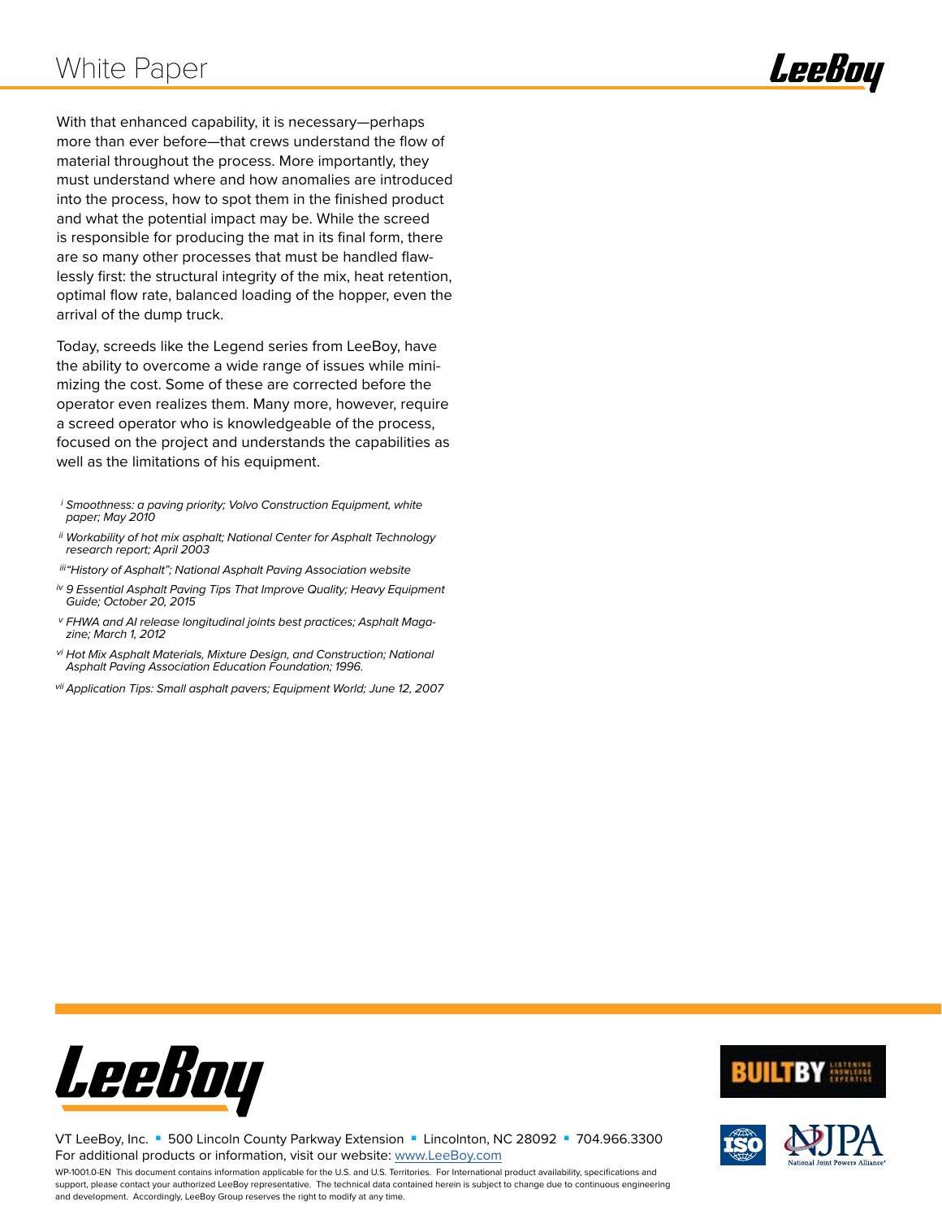With that enhanced capability, it is necessary—perhaps more than ever before—that crews understand the flow of material throughout the process. More importantly, they must understand where and how anomalies are introduced into the process, how to spot them in the finished product and what the potential impact may be. While the screed is responsible for producing the mat in its final form, there are so many other processes that must be handled flawlessly first: the structural integrity of the mix, heat retention, optimal flow rate, balanced loading of the hopper, even the arrival of the dump truck.

Today, screeds like the Legend series from LeeBoy, have the ability to overcome a wide range of issues while minimizing the cost. Some of these are corrected before the operator even realizes them. Many more, however, require a screed operator who is knowledgeable of the process, focused on the project and understands the capabilities as well as the limitations of his equipment.

[i] *Smoothness: a paving priority; Volvo Construction Equipment, white paper; May 2010*

[ii] *Workability of hot mix asphalt; National Center for Asphalt Technology research report; April 2003*

[iii] *"History of Asphalt"; National Asphalt Paving Association website*

[iv] *9 Essential Asphalt Paving Tips That Improve Quality; Heavy Equipment Guide; October 20, 2015*

[v] *FHWA and AI release longitudinal joints best practices; Asphalt Magazine; March 1, 2012*

[vi] *Hot Mix Asphalt Materials, Mixture Design, and Construction; National Asphalt Paving Association Education Foundation; 1996.*

[vii] *Application Tips: Small asphalt pavers; Equipment World; June 12, 2007*

VT LeeBoy, Inc. ▪ 500 Lincoln County Parkway Extension ▪ Lincolnton, NC 28092 ▪ 704.966.3300
For additional products or information, visit our website: www.LeeBoy.com

WP-1001.0-EN This document contains information applicable for the U.S. and U.S. Territories. For International product availability, specifications and support, please contact your authorized LeeBoy representative. The technical data contained herein is subject to change due to continuous engineering and development. Accordingly, LeeBoy Group reserves the right to modify at any time.